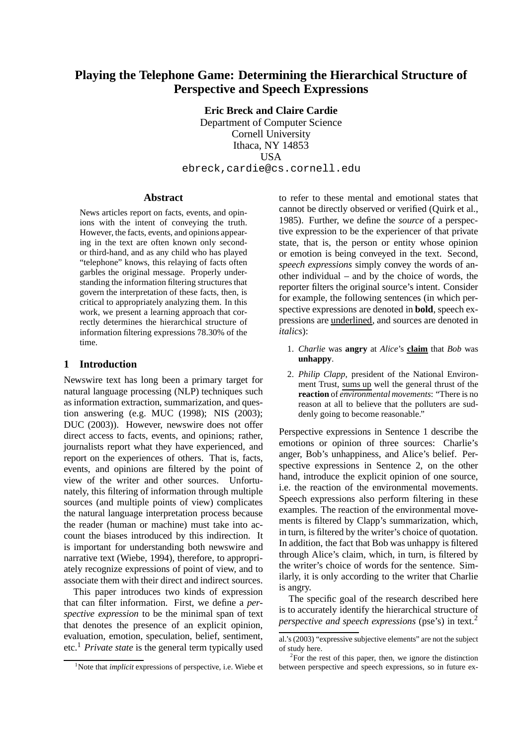# Playing the Telephone Game: Determining the Hierarchical Structure of Perspective and Speech Expressions

**Eric Breck and Claire Cardie**
Department of Computer Science
Cornell University
Ithaca, NY 14853
USA
ebreck,cardie@cs.cornell.edu

## Abstract

News articles report on facts, events, and opinions with the intent of conveying the truth. However, the facts, events, and opinions appearing in the text are often known only second- or third-hand, and as any child who has played "telephone" knows, this relaying of facts often garbles the original message. Properly understanding the information filtering structures that govern the interpretation of these facts, then, is critical to appropriately analyzing them. In this work, we present a learning approach that correctly determines the hierarchical structure of information filtering expressions 78.30% of the time.

## 1 Introduction

Newswire text has long been a primary target for natural language processing (NLP) techniques such as information extraction, summarization, and question answering (e.g. MUC (1998); NIS (2003); DUC (2003)). However, newswire does not offer direct access to facts, events, and opinions; rather, journalists report what they have experienced, and report on the experiences of others. That is, facts, events, and opinions are filtered by the point of view of the writer and other sources. Unfortunately, this filtering of information through multiple sources (and multiple points of view) complicates the natural language interpretation process because the reader (human or machine) must take into account the biases introduced by this indirection. It is important for understanding both newswire and narrative text (Wiebe, 1994), therefore, to appropriately recognize expressions of point of view, and to associate them with their direct and indirect sources.

This paper introduces two kinds of expression that can filter information. First, we define a *perspective expression* to be the minimal span of text that denotes the presence of an explicit opinion, evaluation, emotion, speculation, belief, sentiment, etc.[1] *Private state* is the general term typically used to refer to these mental and emotional states that cannot be directly observed or verified (Quirk et al., 1985). Further, we define the *source* of a perspective expression to be the experiencer of that private state, that is, the person or entity whose opinion or emotion is being conveyed in the text. Second, *speech expressions* simply convey the words of another individual – and by the choice of words, the reporter filters the original source's intent. Consider for example, the following sentences (in which perspective expressions are denoted in **bold**, speech expressions are <u>underlined</u>, and sources are denoted in *italics*):

1. *Charlie* was **angry** at *Alice*'s <u>**claim**</u> that *Bob* was **unhappy**.
2. *Philip Clapp*, president of the National Environment Trust, <u>sums up</u> well the general thrust of the **reaction** of *environmental movements*: "There is no reason at all to believe that the polluters are suddenly going to become reasonable."

Perspective expressions in Sentence 1 describe the emotions or opinion of three sources: Charlie's anger, Bob's unhappiness, and Alice's belief. Perspective expressions in Sentence 2, on the other hand, introduce the explicit opinion of one source, i.e. the reaction of the environmental movements. Speech expressions also perform filtering in these examples. The reaction of the environmental movements is filtered by Clapp's summarization, which, in turn, is filtered by the writer's choice of quotation. In addition, the fact that Bob was unhappy is filtered through Alice's claim, which, in turn, is filtered by the writer's choice of words for the sentence. Similarly, it is only according to the writer that Charlie is angry.

The specific goal of the research described here is to accurately identify the hierarchical structure of *perspective and speech expressions* (pse's) in text.[2]

[1] Note that *implicit* expressions of perspective, i.e. Wiebe et al.'s (2003) "expressive subjective elements" are not the subject of study here.

[2] For the rest of this paper, then, we ignore the distinction between perspective and speech expressions, so in future ex-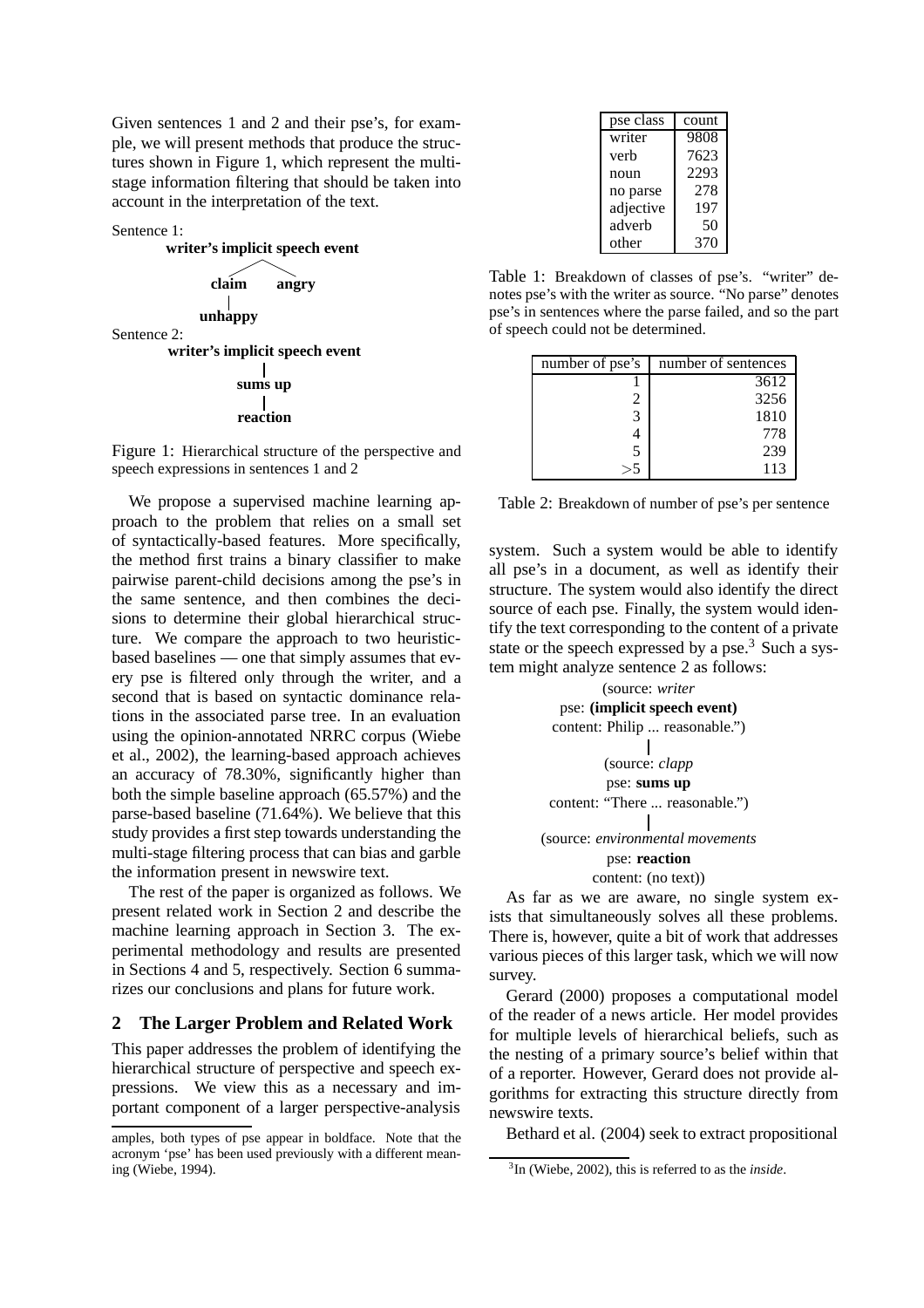Given sentences 1 and 2 and their pse's, for example, we will present methods that produce the structures shown in Figure 1, which represent the multi-stage information filtering that should be taken into account in the interpretation of the text.

Sentence 1:

```
writer's implicit speech event
        /          \
    claim          angry
      |
   unhappy
```

Sentence 2:

```
writer's implicit speech event
              |
           sums up
              |
           reaction
```

Figure 1: Hierarchical structure of the perspective and speech expressions in sentences 1 and 2

We propose a supervised machine learning approach to the problem that relies on a small set of syntactically-based features. More specifically, the method first trains a binary classifier to make pairwise parent-child decisions among the pse's in the same sentence, and then combines the decisions to determine their global hierarchical structure. We compare the approach to two heuristic-based baselines — one that simply assumes that every pse is filtered only through the writer, and a second that is based on syntactic dominance relations in the associated parse tree. In an evaluation using the opinion-annotated NRRC corpus (Wiebe et al., 2002), the learning-based approach achieves an accuracy of 78.30%, significantly higher than both the simple baseline approach (65.57%) and the parse-based baseline (71.64%). We believe that this study provides a first step towards understanding the multi-stage filtering process that can bias and garble the information present in newswire text.

The rest of the paper is organized as follows. We present related work in Section 2 and describe the machine learning approach in Section 3. The experimental methodology and results are presented in Sections 4 and 5, respectively. Section 6 summarizes our conclusions and plans for future work.

## 2 The Larger Problem and Related Work

This paper addresses the problem of identifying the hierarchical structure of perspective and speech expressions. We view this as a necessary and important component of a larger perspective-analysis system. Such a system would be able to identify all pse's in a document, as well as identify their structure. The system would also identify the direct source of each pse. Finally, the system would identify the text corresponding to the content of a private state or the speech expressed by a pse.[3] Such a system might analyze sentence 2 as follows:

(source: *writer*
pse: **(implicit speech event)**
content: Philip ... reasonable.")

|

(source: *clapp*
pse: **sums up**
content: "There ... reasonable.")

|

(source: *environmental movements*
pse: **reaction**
content: (no text))

| pse class | count |
|---|---|
| writer | 9808 |
| verb | 7623 |
| noun | 2293 |
| no parse | 278 |
| adjective | 197 |
| adverb | 50 |
| other | 370 |

Table 1: Breakdown of classes of pse's. "writer" denotes pse's with the writer as source. "No parse" denotes pse's in sentences where the parse failed, and so the part of speech could not be determined.

| number of pse's | number of sentences |
|---|---|
| 1 | 3612 |
| 2 | 3256 |
| 3 | 1810 |
| 4 | 778 |
| 5 | 239 |
| >5 | 113 |

Table 2: Breakdown of number of pse's per sentence

As far as we are aware, no single system exists that simultaneously solves all these problems. There is, however, quite a bit of work that addresses various pieces of this larger task, which we will now survey.

Gerard (2000) proposes a computational model of the reader of a news article. Her model provides for multiple levels of hierarchical beliefs, such as the nesting of a primary source's belief within that of a reporter. However, Gerard does not provide algorithms for extracting this structure directly from newswire texts.

Bethard et al. (2004) seek to extract propositional

amples, both types of pse appear in boldface. Note that the acronym 'pse' has been used previously with a different meaning (Wiebe, 1994).

[3] In (Wiebe, 2002), this is referred to as the *inside*.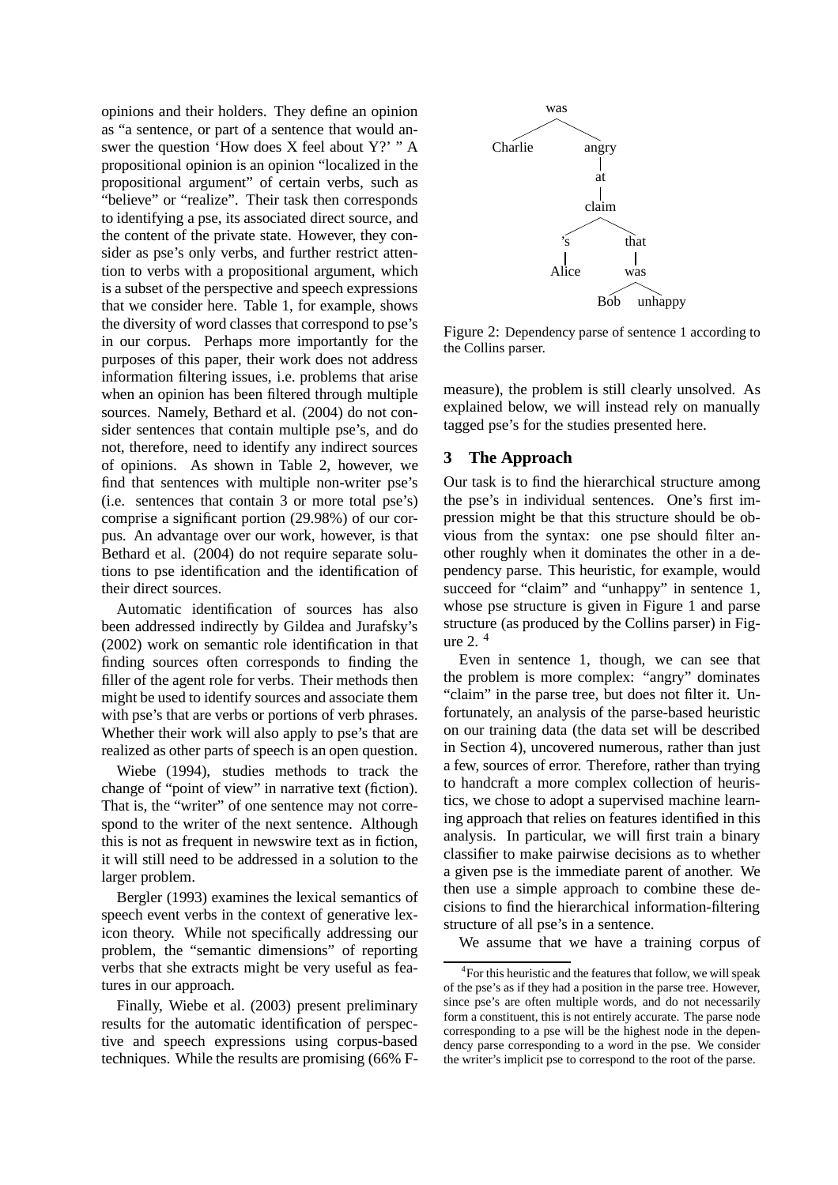opinions and their holders. They define an opinion as "a sentence, or part of a sentence that would answer the question 'How does X feel about Y?' " A propositional opinion is an opinion "localized in the propositional argument" of certain verbs, such as "believe" or "realize". Their task then corresponds to identifying a pse, its associated direct source, and the content of the private state. However, they consider as pse's only verbs, and further restrict attention to verbs with a propositional argument, which is a subset of the perspective and speech expressions that we consider here. Table 1, for example, shows the diversity of word classes that correspond to pse's in our corpus. Perhaps more importantly for the purposes of this paper, their work does not address information filtering issues, i.e. problems that arise when an opinion has been filtered through multiple sources. Namely, Bethard et al. (2004) do not consider sentences that contain multiple pse's, and do not, therefore, need to identify any indirect sources of opinions. As shown in Table 2, however, we find that sentences with multiple non-writer pse's (i.e. sentences that contain 3 or more total pse's) comprise a significant portion (29.98%) of our corpus. An advantage over our work, however, is that Bethard et al. (2004) do not require separate solutions to pse identification and the identification of their direct sources.

Automatic identification of sources has also been addressed indirectly by Gildea and Jurafsky's (2002) work on semantic role identification in that finding sources often corresponds to finding the filler of the agent role for verbs. Their methods then might be used to identify sources and associate them with pse's that are verbs or portions of verb phrases. Whether their work will also apply to pse's that are realized as other parts of speech is an open question.

Wiebe (1994), studies methods to track the change of "point of view" in narrative text (fiction). That is, the "writer" of one sentence may not correspond to the writer of the next sentence. Although this is not as frequent in newswire text as in fiction, it will still need to be addressed in a solution to the larger problem.

Bergler (1993) examines the lexical semantics of speech event verbs in the context of generative lexicon theory. While not specifically addressing our problem, the "semantic dimensions" of reporting verbs that she extracts might be very useful as features in our approach.

Finally, Wiebe et al. (2003) present preliminary results for the automatic identification of perspective and speech expressions using corpus-based techniques. While the results are promising (66% F-measure), the problem is still clearly unsolved. As explained below, we will instead rely on manually tagged pse's for the studies presented here.

```
              was
            /     \
      Charlie     angry
                    |
                    at
                    |
                  claim
                 /     \
               's      that
               |        |
             Alice     was
                      /    \
                    Bob   unhappy
```

Figure 2: Dependency parse of sentence 1 according to the Collins parser.

## 3 The Approach

Our task is to find the hierarchical structure among the pse's in individual sentences. One's first impression might be that this structure should be obvious from the syntax: one pse should filter another roughly when it dominates the other in a dependency parse. This heuristic, for example, would succeed for "claim" and "unhappy" in sentence 1, whose pse structure is given in Figure 1 and parse structure (as produced by the Collins parser) in Figure 2. [4]

Even in sentence 1, though, we can see that the problem is more complex: "angry" dominates "claim" in the parse tree, but does not filter it. Unfortunately, an analysis of the parse-based heuristic on our training data (the data set will be described in Section 4), uncovered numerous, rather than just a few, sources of error. Therefore, rather than trying to handcraft a more complex collection of heuristics, we chose to adopt a supervised machine learning approach that relies on features identified in this analysis. In particular, we will first train a binary classifier to make pairwise decisions as to whether a given pse is the immediate parent of another. We then use a simple approach to combine these decisions to find the hierarchical information-filtering structure of all pse's in a sentence.

We assume that we have a training corpus of

[4] For this heuristic and the features that follow, we will speak of the pse's as if they had a position in the parse tree. However, since pse's are often multiple words, and do not necessarily form a constituent, this is not entirely accurate. The parse node corresponding to a pse will be the highest node in the dependency parse corresponding to a word in the pse. We consider the writer's implicit pse to correspond to the root of the parse.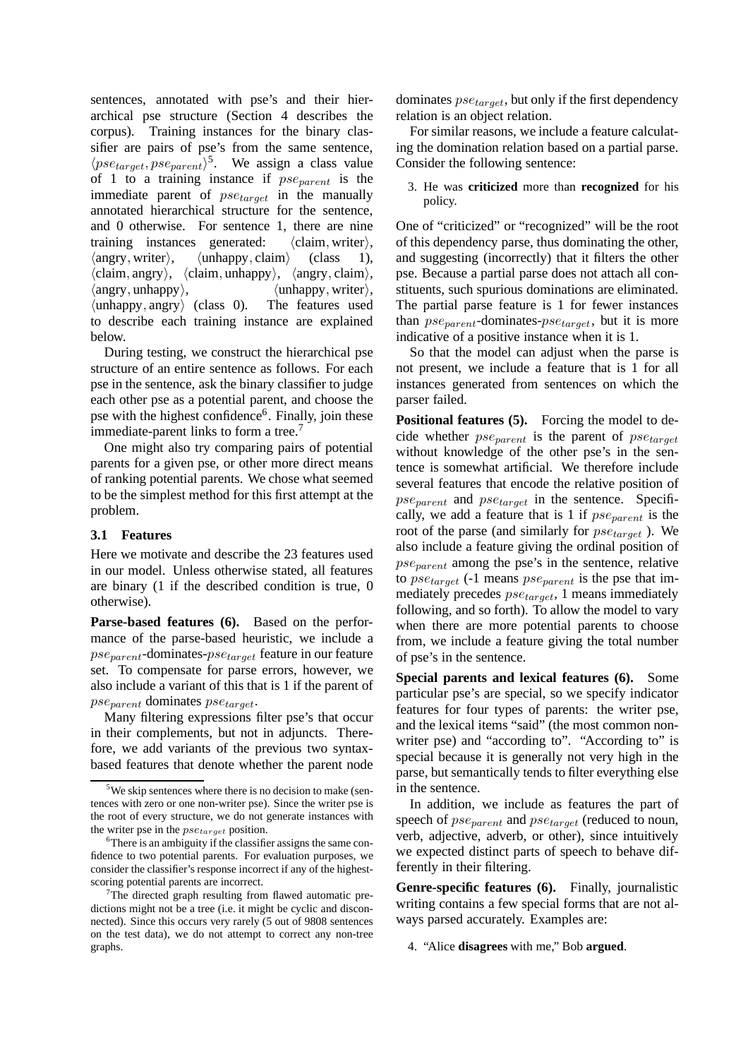sentences, annotated with pse's and their hierarchical pse structure (Section 4 describes the corpus). Training instances for the binary classifier are pairs of pse's from the same sentence, $\langle pse_{target}, pse_{parent}\rangle$[5]. We assign a class value of 1 to a training instance if $pse_{parent}$ is the immediate parent of $pse_{target}$ in the manually annotated hierarchical structure for the sentence, and 0 otherwise. For sentence 1, there are nine training instances generated: $\langle$claim, writer$\rangle$, $\langle$angry, writer$\rangle$, $\langle$unhappy, claim$\rangle$ (class 1), $\langle$claim, angry$\rangle$, $\langle$claim, unhappy$\rangle$, $\langle$angry, claim$\rangle$, $\langle$angry, unhappy$\rangle$, $\langle$unhappy, writer$\rangle$, $\langle$unhappy, angry$\rangle$ (class 0). The features used to describe each training instance are explained below.

During testing, we construct the hierarchical pse structure of an entire sentence as follows. For each pse in the sentence, ask the binary classifier to judge each other pse as a potential parent, and choose the pse with the highest confidence[6]. Finally, join these immediate-parent links to form a tree.[7]

One might also try comparing pairs of potential parents for a given pse, or other more direct means of ranking potential parents. We chose what seemed to be the simplest method for this first attempt at the problem.

### 3.1 Features

Here we motivate and describe the 23 features used in our model. Unless otherwise stated, all features are binary (1 if the described condition is true, 0 otherwise).

**Parse-based features (6).** Based on the performance of the parse-based heuristic, we include a $pse_{parent}$-dominates-$pse_{target}$ feature in our feature set. To compensate for parse errors, however, we also include a variant of this that is 1 if the parent of $pse_{parent}$ dominates $pse_{target}$.

Many filtering expressions filter pse's that occur in their complements, but not in adjuncts. Therefore, we add variants of the previous two syntax-based features that denote whether the parent node dominates $pse_{target}$, but only if the first dependency relation is an object relation.

For similar reasons, we include a feature calculating the domination relation based on a partial parse. Consider the following sentence:

3. He was **criticized** more than **recognized** for his policy.

One of "criticized" or "recognized" will be the root of this dependency parse, thus dominating the other, and suggesting (incorrectly) that it filters the other pse. Because a partial parse does not attach all constituents, such spurious dominations are eliminated. The partial parse feature is 1 for fewer instances than $pse_{parent}$-dominates-$pse_{target}$, but it is more indicative of a positive instance when it is 1.

So that the model can adjust when the parse is not present, we include a feature that is 1 for all instances generated from sentences on which the parser failed.

**Positional features (5).** Forcing the model to decide whether $pse_{parent}$ is the parent of $pse_{target}$ without knowledge of the other pse's in the sentence is somewhat artificial. We therefore include several features that encode the relative position of $pse_{parent}$ and $pse_{target}$ in the sentence. Specifically, we add a feature that is 1 if $pse_{parent}$ is the root of the parse (and similarly for $pse_{target}$ ). We also include a feature giving the ordinal position of $pse_{parent}$ among the pse's in the sentence, relative to $pse_{target}$ (-1 means $pse_{parent}$ is the pse that immediately precedes $pse_{target}$, 1 means immediately following, and so forth). To allow the model to vary when there are more potential parents to choose from, we include a feature giving the total number of pse's in the sentence.

**Special parents and lexical features (6).** Some particular pse's are special, so we specify indicator features for four types of parents: the writer pse, and the lexical items "said" (the most common non-writer pse) and "according to". "According to" is special because it is generally not very high in the parse, but semantically tends to filter everything else in the sentence.

In addition, we include as features the part of speech of $pse_{parent}$ and $pse_{target}$ (reduced to noun, verb, adjective, adverb, or other), since intuitively we expected distinct parts of speech to behave differently in their filtering.

**Genre-specific features (6).** Finally, journalistic writing contains a few special forms that are not always parsed accurately. Examples are:

4. "Alice **disagrees** with me," Bob **argued**.

---

[5] We skip sentences where there is no decision to make (sentences with zero or one non-writer pse). Since the writer pse is the root of every structure, we do not generate instances with the writer pse in the $pse_{target}$ position.

[6] There is an ambiguity if the classifier assigns the same confidence to two potential parents. For evaluation purposes, we consider the classifier's response incorrect if any of the highest-scoring potential parents are incorrect.

[7] The directed graph resulting from flawed automatic predictions might not be a tree (i.e. it might be cyclic and disconnected). Since this occurs very rarely (5 out of 9808 sentences on the test data), we do not attempt to correct any non-tree graphs.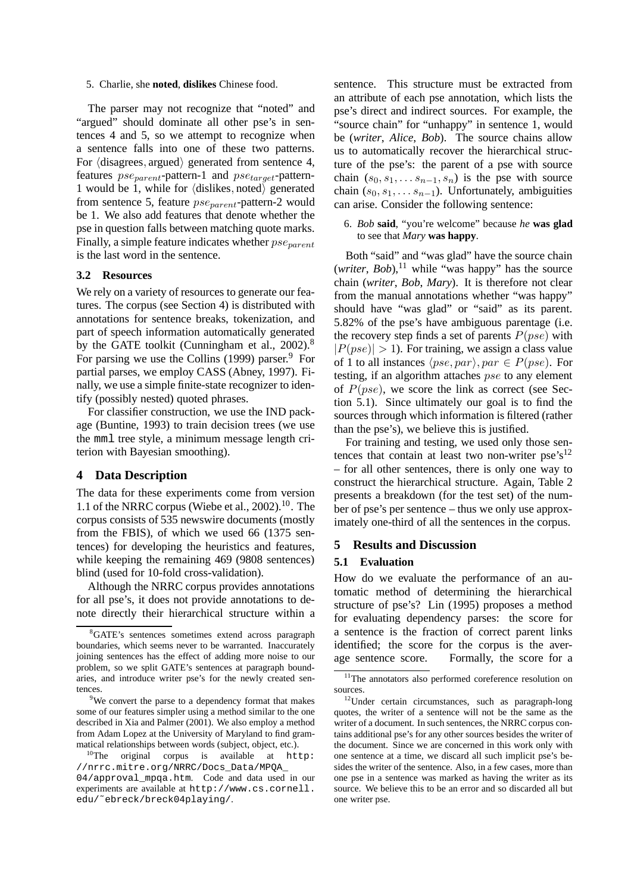5. Charlie, she **noted**, **dislikes** Chinese food.

The parser may not recognize that "noted" and "argued" should dominate all other pse's in sentences 4 and 5, so we attempt to recognize when a sentence falls into one of these two patterns. For $\langle$disagrees, argued$\rangle$ generated from sentence 4, features $pse_{parent}$-pattern-1 and $pse_{target}$-pattern-1 would be 1, while for $\langle$dislikes, noted$\rangle$ generated from sentence 5, feature $pse_{parent}$-pattern-2 would be 1. We also add features that denote whether the pse in question falls between matching quote marks. Finally, a simple feature indicates whether $pse_{parent}$ is the last word in the sentence.

### 3.2 Resources

We rely on a variety of resources to generate our features. The corpus (see Section 4) is distributed with annotations for sentence breaks, tokenization, and part of speech information automatically generated by the GATE toolkit (Cunningham et al., 2002).[8] For parsing we use the Collins (1999) parser.[9] For partial parses, we employ CASS (Abney, 1997). Finally, we use a simple finite-state recognizer to identify (possibly nested) quoted phrases.

For classifier construction, we use the IND package (Buntine, 1993) to train decision trees (we use the `mml` tree style, a minimum message length criterion with Bayesian smoothing).

## 4 Data Description

The data for these experiments come from version 1.1 of the NRRC corpus (Wiebe et al., 2002).[10]. The corpus consists of 535 newswire documents (mostly from the FBIS), of which we used 66 (1375 sentences) for developing the heuristics and features, while keeping the remaining 469 (9808 sentences) blind (used for 10-fold cross-validation).

Although the NRRC corpus provides annotations for all pse's, it does not provide annotations to denote directly their hierarchical structure within a sentence. This structure must be extracted from an attribute of each pse annotation, which lists the pse's direct and indirect sources. For example, the "source chain" for "unhappy" in sentence 1, would be (*writer*, *Alice*, *Bob*). The source chains allow us to automatically recover the hierarchical structure of the pse's: the parent of a pse with source chain $(s_0, s_1, \ldots s_{n-1}, s_n)$ is the pse with source chain $(s_0, s_1, \ldots s_{n-1})$. Unfortunately, ambiguities can arise. Consider the following sentence:

6. *Bob* **said**, "you're welcome" because *he* **was glad** to see that *Mary* **was happy**.

Both "said" and "was glad" have the source chain (*writer*, *Bob*),[11] while "was happy" has the source chain (*writer*, *Bob*, *Mary*). It is therefore not clear from the manual annotations whether "was happy" should have "was glad" or "said" as its parent. 5.82% of the pse's have ambiguous parentage (i.e. the recovery step finds a set of parents $P(pse)$ with $|P(pse)| > 1$). For training, we assign a class value of 1 to all instances $\langle pse, par\rangle, par \in P(pse)$. For testing, if an algorithm attaches $pse$ to any element of $P(pse)$, we score the link as correct (see Section 5.1). Since ultimately our goal is to find the sources through which information is filtered (rather than the pse's), we believe this is justified.

For training and testing, we used only those sentences that contain at least two non-writer pse's[12] – for all other sentences, there is only one way to construct the hierarchical structure. Again, Table 2 presents a breakdown (for the test set) of the number of pse's per sentence – thus we only use approximately one-third of all the sentences in the corpus.

## 5 Results and Discussion

### 5.1 Evaluation

How do we evaluate the performance of an automatic method of determining the hierarchical structure of pse's? Lin (1995) proposes a method for evaluating dependency parses: the score for a sentence is the fraction of correct parent links identified; the score for the corpus is the average sentence score. Formally, the score for a

---

[8] GATE's sentences sometimes extend across paragraph boundaries, which seems never to be warranted. Inaccurately joining sentences has the effect of adding more noise to our problem, so we split GATE's sentences at paragraph boundaries, and introduce writer pse's for the newly created sentences.

[9] We convert the parse to a dependency format that makes some of our features simpler using a method similar to the one described in Xia and Palmer (2001). We also employ a method from Adam Lopez at the University of Maryland to find grammatical relationships between words (subject, object, etc.).

[10] The original corpus is available at `http://nrrc.mitre.org/NRRC/Docs_Data/MPQA_04/approval_mpqa.htm`. Code and data used in our experiments are available at `http://www.cs.cornell.edu/~ebreck/breck04playing/`.

[11] The annotators also performed coreference resolution on sources.

[12] Under certain circumstances, such as paragraph-long quotes, the writer of a sentence will not be the same as the writer of a document. In such sentences, the NRRC corpus contains additional pse's for any other sources besides the writer of the document. Since we are concerned in this work only with one sentence at a time, we discard all such implicit pse's besides the writer of the sentence. Also, in a few cases, more than one pse in a sentence was marked as having the writer as its source. We believe this to be an error and so discarded all but one writer pse.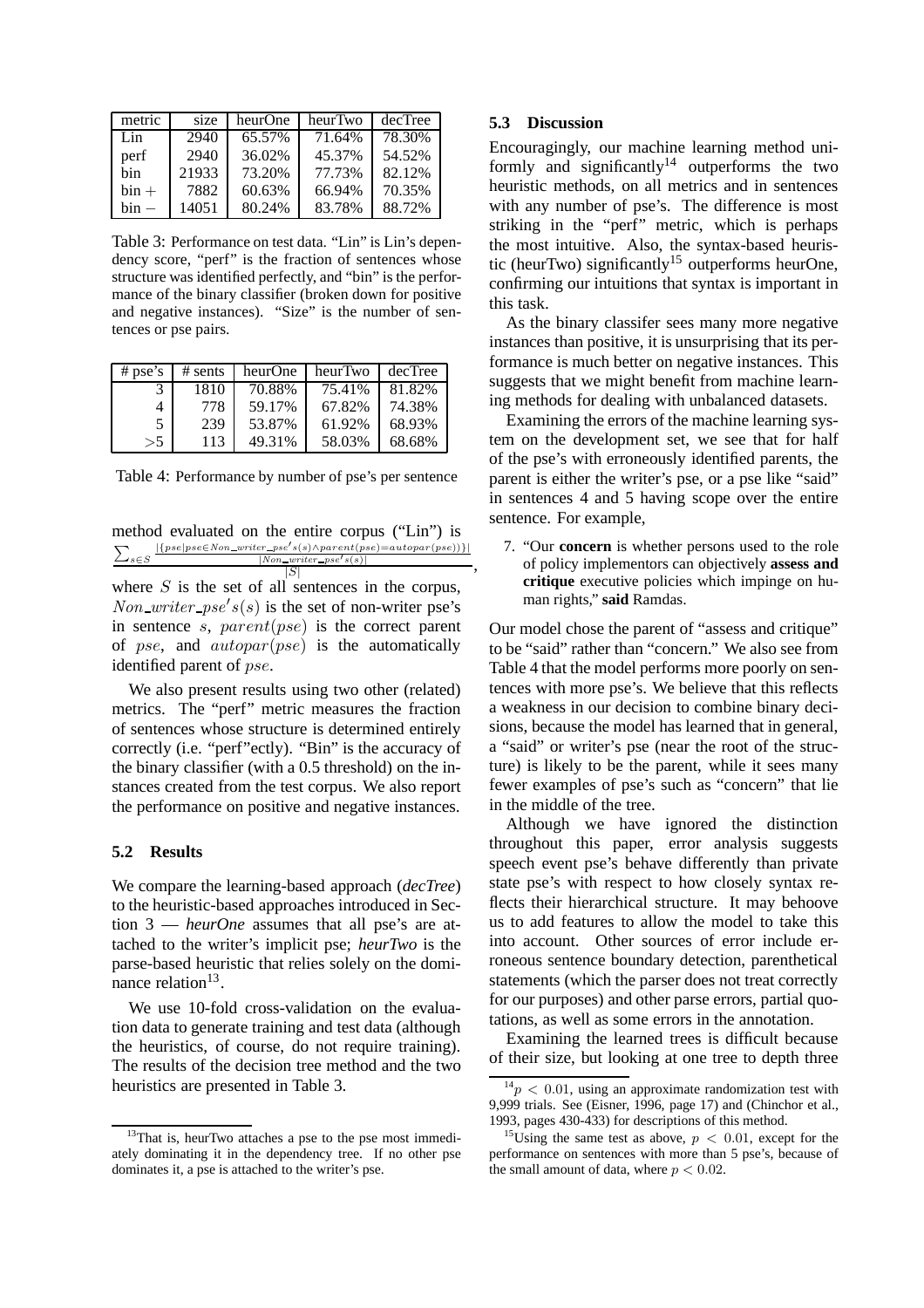| metric | size | heurOne | heurTwo | decTree |
|---|---|---|---|---|
| Lin | 2940 | 65.57% | 71.64% | 78.30% |
| perf | 2940 | 36.02% | 45.37% | 54.52% |
| bin | 21933 | 73.20% | 77.73% | 82.12% |
| bin + | 7882 | 60.63% | 66.94% | 70.35% |
| bin − | 14051 | 80.24% | 83.78% | 88.72% |

Table 3: Performance on test data. "Lin" is Lin's dependency score, "perf" is the fraction of sentences whose structure was identified perfectly, and "bin" is the performance of the binary classifier (broken down for positive and negative instances). "Size" is the number of sentences or pse pairs.

| # pse's | # sents | heurOne | heurTwo | decTree |
|---|---|---|---|---|
| 3 | 1810 | 70.88% | 75.41% | 81.82% |
| 4 | 778 | 59.17% | 67.82% | 74.38% |
| 5 | 239 | 53.87% | 61.92% | 68.93% |
| >5 | 113 | 49.31% | 58.03% | 68.68% |

Table 4: Performance by number of pse's per sentence

method evaluated on the entire corpus ("Lin") is $\frac{\sum_{s \in S} \frac{|\{pse | pse \in Non\_writer\_pse's(s) \wedge parent(pse) = autopar(pse))\}|}{|Non\_writer\_pse's(s)|}}{|S|}$, where $S$ is the set of all sentences in the corpus, $Non\_writer\_pse's(s)$ is the set of non-writer pse's in sentence $s$, $parent(pse)$ is the correct parent of $pse$, and $autopar(pse)$ is the automatically identified parent of $pse$.

We also present results using two other (related) metrics. The "perf" metric measures the fraction of sentences whose structure is determined entirely correctly (i.e. "perf"ectly). "Bin" is the accuracy of the binary classifier (with a 0.5 threshold) on the instances created from the test corpus. We also report the performance on positive and negative instances.

### 5.2 Results

We compare the learning-based approach (*decTree*) to the heuristic-based approaches introduced in Section 3 — *heurOne* assumes that all pse's are attached to the writer's implicit pse; *heurTwo* is the parse-based heuristic that relies solely on the dominance relation[13].

We use 10-fold cross-validation on the evaluation data to generate training and test data (although the heuristics, of course, do not require training). The results of the decision tree method and the two heuristics are presented in Table 3.

[13] That is, heurTwo attaches a pse to the pse most immediately dominating it in the dependency tree. If no other pse dominates it, a pse is attached to the writer's pse.

### 5.3 Discussion

Encouragingly, our machine learning method uniformly and significantly[14] outperforms the two heuristic methods, on all metrics and in sentences with any number of pse's. The difference is most striking in the "perf" metric, which is perhaps the most intuitive. Also, the syntax-based heuristic (heurTwo) significantly[15] outperforms heurOne, confirming our intuitions that syntax is important in this task.

As the binary classifer sees many more negative instances than positive, it is unsurprising that its performance is much better on negative instances. This suggests that we might benefit from machine learning methods for dealing with unbalanced datasets.

Examining the errors of the machine learning system on the development set, we see that for half of the pse's with erroneously identified parents, the parent is either the writer's pse, or a pse like "said" in sentences 4 and 5 having scope over the entire sentence. For example,

7. "Our **concern** is whether persons used to the role of policy implementors can objectively **assess and critique** executive policies which impinge on human rights," **said** Ramdas.

Our model chose the parent of "assess and critique" to be "said" rather than "concern." We also see from Table 4 that the model performs more poorly on sentences with more pse's. We believe that this reflects a weakness in our decision to combine binary decisions, because the model has learned that in general, a "said" or writer's pse (near the root of the structure) is likely to be the parent, while it sees many fewer examples of pse's such as "concern" that lie in the middle of the tree.

Although we have ignored the distinction throughout this paper, error analysis suggests speech event pse's behave differently than private state pse's with respect to how closely syntax reflects their hierarchical structure. It may behoove us to add features to allow the model to take this into account. Other sources of error include erroneous sentence boundary detection, parenthetical statements (which the parser does not treat correctly for our purposes) and other parse errors, partial quotations, as well as some errors in the annotation.

Examining the learned trees is difficult because of their size, but looking at one tree to depth three

[14] $p < 0.01$, using an approximate randomization test with 9,999 trials. See (Eisner, 1996, page 17) and (Chinchor et al., 1993, pages 430-433) for descriptions of this method.

[15] Using the same test as above, $p < 0.01$, except for the performance on sentences with more than 5 pse's, because of the small amount of data, where $p < 0.02$.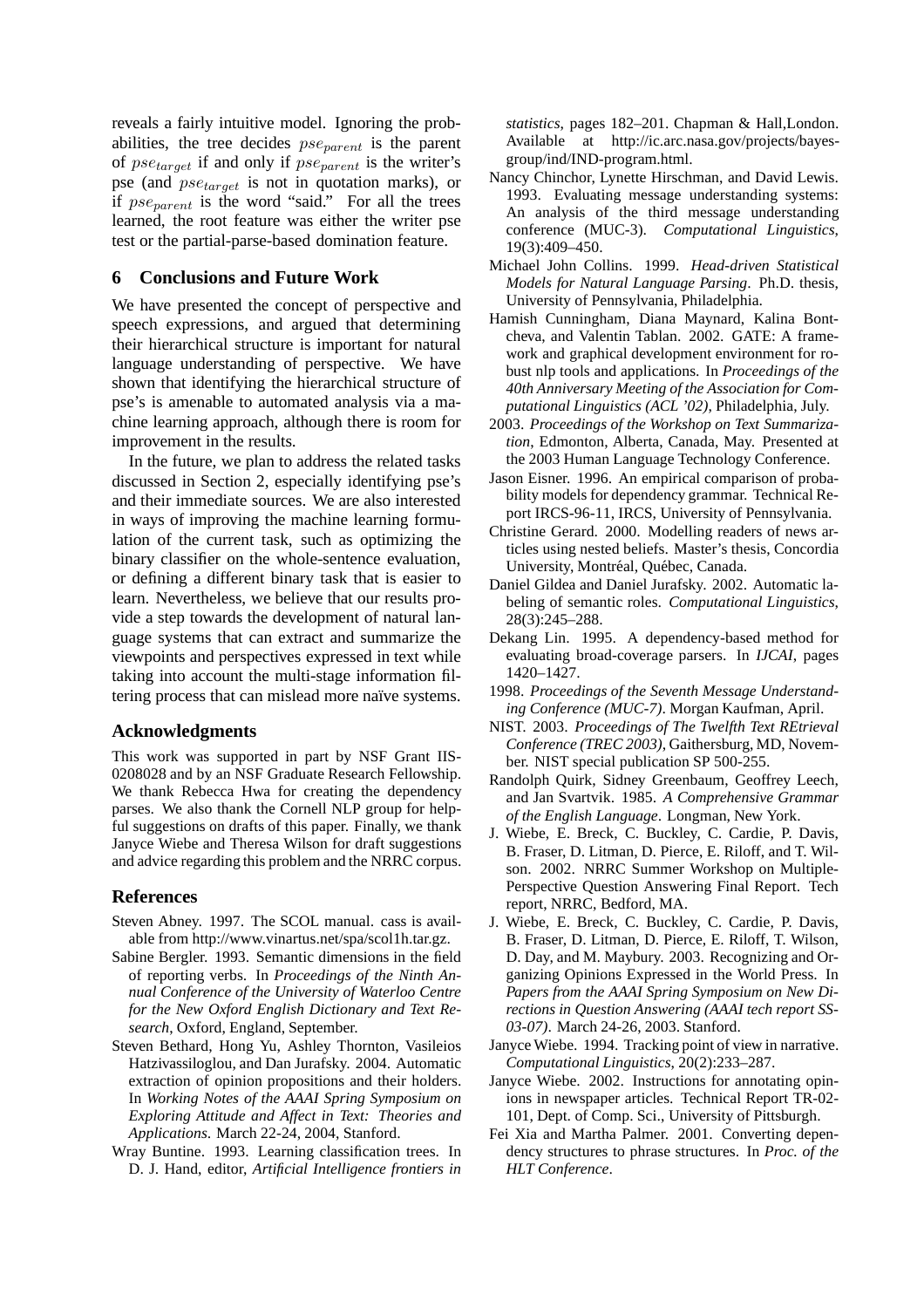reveals a fairly intuitive model. Ignoring the probabilities, the tree decides $pse_{parent}$ is the parent of $pse_{target}$ if and only if $pse_{parent}$ is the writer's pse (and $pse_{target}$ is not in quotation marks), or if $pse_{parent}$ is the word "said." For all the trees learned, the root feature was either the writer pse test or the partial-parse-based domination feature.

## 6 Conclusions and Future Work

We have presented the concept of perspective and speech expressions, and argued that determining their hierarchical structure is important for natural language understanding of perspective. We have shown that identifying the hierarchical structure of pse's is amenable to automated analysis via a machine learning approach, although there is room for improvement in the results.

In the future, we plan to address the related tasks discussed in Section 2, especially identifying pse's and their immediate sources. We are also interested in ways of improving the machine learning formulation of the current task, such as optimizing the binary classifier on the whole-sentence evaluation, or defining a different binary task that is easier to learn. Nevertheless, we believe that our results provide a step towards the development of natural language systems that can extract and summarize the viewpoints and perspectives expressed in text while taking into account the multi-stage information filtering process that can mislead more naïve systems.

## Acknowledgments

This work was supported in part by NSF Grant IIS-0208028 and by an NSF Graduate Research Fellowship. We thank Rebecca Hwa for creating the dependency parses. We also thank the Cornell NLP group for helpful suggestions on drafts of this paper. Finally, we thank Janyce Wiebe and Theresa Wilson for draft suggestions and advice regarding this problem and the NRRC corpus.

## References

Steven Abney. 1997. The SCOL manual. cass is available from http://www.vinartus.net/spa/scol1h.tar.gz.

Sabine Bergler. 1993. Semantic dimensions in the field of reporting verbs. In *Proceedings of the Ninth Annual Conference of the University of Waterloo Centre for the New Oxford English Dictionary and Text Research*, Oxford, England, September.

Steven Bethard, Hong Yu, Ashley Thornton, Vasileios Hatzivassiloglou, and Dan Jurafsky. 2004. Automatic extraction of opinion propositions and their holders. In *Working Notes of the AAAI Spring Symposium on Exploring Attitude and Affect in Text: Theories and Applications*. March 22-24, 2004, Stanford.

Wray Buntine. 1993. Learning classification trees. In D. J. Hand, editor, *Artificial Intelligence frontiers in statistics*, pages 182–201. Chapman & Hall,London. Available at http://ic.arc.nasa.gov/projects/bayes-group/ind/IND-program.html.

Nancy Chinchor, Lynette Hirschman, and David Lewis. 1993. Evaluating message understanding systems: An analysis of the third message understanding conference (MUC-3). *Computational Linguistics*, 19(3):409–450.

Michael John Collins. 1999. *Head-driven Statistical Models for Natural Language Parsing*. Ph.D. thesis, University of Pennsylvania, Philadelphia.

Hamish Cunningham, Diana Maynard, Kalina Bontcheva, and Valentin Tablan. 2002. GATE: A framework and graphical development environment for robust nlp tools and applications. In *Proceedings of the 40th Anniversary Meeting of the Association for Computational Linguistics (ACL '02)*, Philadelphia, July.

2003. *Proceedings of the Workshop on Text Summarization*, Edmonton, Alberta, Canada, May. Presented at the 2003 Human Language Technology Conference.

Jason Eisner. 1996. An empirical comparison of probability models for dependency grammar. Technical Report IRCS-96-11, IRCS, University of Pennsylvania.

Christine Gerard. 2000. Modelling readers of news articles using nested beliefs. Master's thesis, Concordia University, Montréal, Québec, Canada.

Daniel Gildea and Daniel Jurafsky. 2002. Automatic labeling of semantic roles. *Computational Linguistics*, 28(3):245–288.

Dekang Lin. 1995. A dependency-based method for evaluating broad-coverage parsers. In *IJCAI*, pages 1420–1427.

1998. *Proceedings of the Seventh Message Understanding Conference (MUC-7)*. Morgan Kaufman, April.

NIST. 2003. *Proceedings of The Twelfth Text REtrieval Conference (TREC 2003)*, Gaithersburg, MD, November. NIST special publication SP 500-255.

Randolph Quirk, Sidney Greenbaum, Geoffrey Leech, and Jan Svartvik. 1985. *A Comprehensive Grammar of the English Language*. Longman, New York.

J. Wiebe, E. Breck, C. Buckley, C. Cardie, P. Davis, B. Fraser, D. Litman, D. Pierce, E. Riloff, and T. Wilson. 2002. NRRC Summer Workshop on Multiple-Perspective Question Answering Final Report. Tech report, NRRC, Bedford, MA.

J. Wiebe, E. Breck, C. Buckley, C. Cardie, P. Davis, B. Fraser, D. Litman, D. Pierce, E. Riloff, T. Wilson, D. Day, and M. Maybury. 2003. Recognizing and Organizing Opinions Expressed in the World Press. In *Papers from the AAAI Spring Symposium on New Directions in Question Answering (AAAI tech report SS-03-07)*. March 24-26, 2003. Stanford.

Janyce Wiebe. 1994. Tracking point of view in narrative. *Computational Linguistics*, 20(2):233–287.

Janyce Wiebe. 2002. Instructions for annotating opinions in newspaper articles. Technical Report TR-02-101, Dept. of Comp. Sci., University of Pittsburgh.

Fei Xia and Martha Palmer. 2001. Converting dependency structures to phrase structures. In *Proc. of the HLT Conference*.